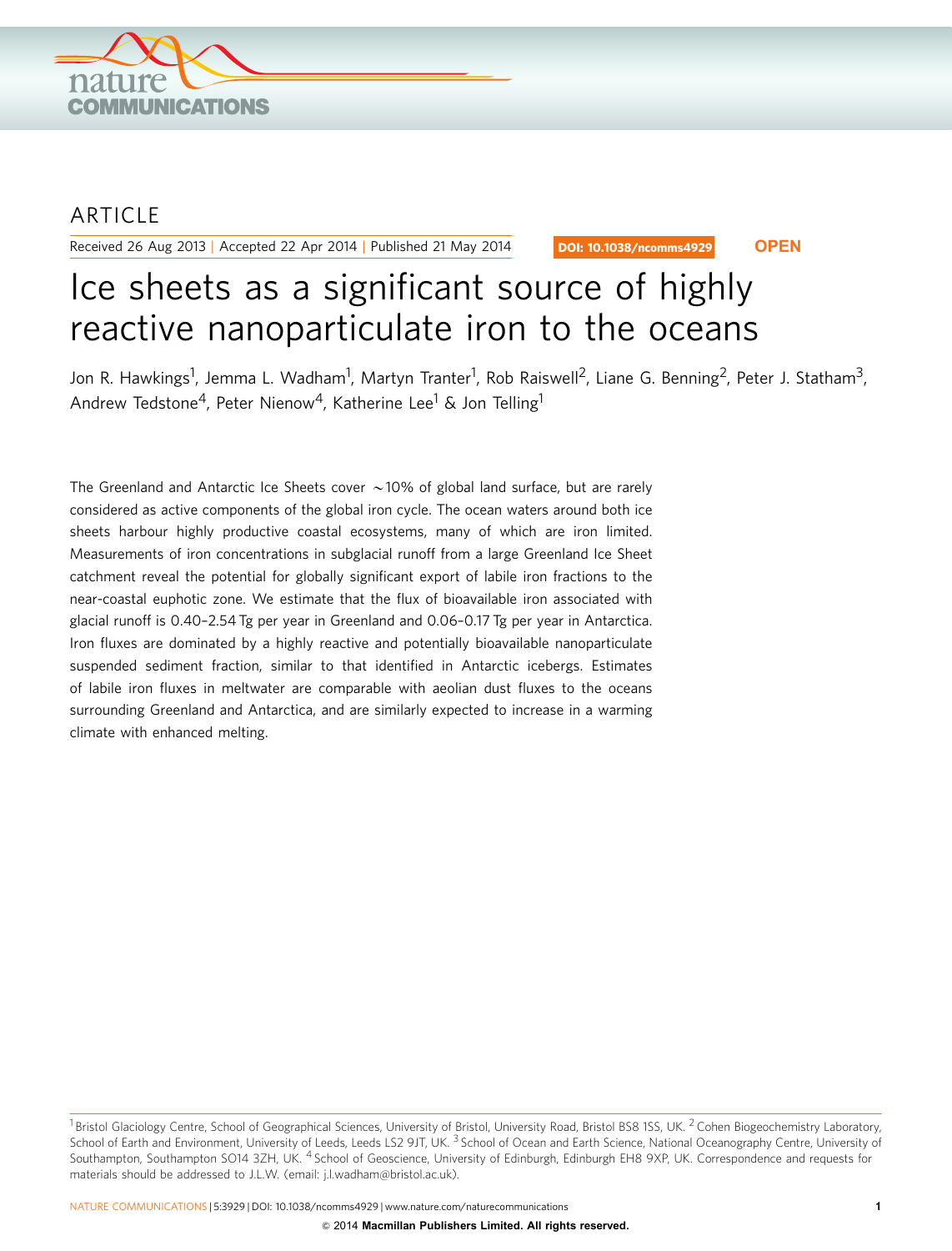ARTICLE

Received 26 Aug 2013 | Accepted 22 Apr 2014 | Published 21 May 2014

DOI: 10.1038/ncomms4929

OPEN

# Ice sheets as a significant source of highly reactive nanoparticulate iron to the oceans

Jon R. Hawkings[1], Jemma L. Wadham[1], Martyn Tranter[1], Rob Raiswell[2], Liane G. Benning[2], Peter J. Statham[3], Andrew Tedstone[4], Peter Nienow[4], Katherine Lee[1] & Jon Telling[1]

The Greenland and Antarctic Ice Sheets cover ~10% of global land surface, but are rarely considered as active components of the global iron cycle. The ocean waters around both ice sheets harbour highly productive coastal ecosystems, many of which are iron limited. Measurements of iron concentrations in subglacial runoff from a large Greenland Ice Sheet catchment reveal the potential for globally significant export of labile iron fractions to the near-coastal euphotic zone. We estimate that the flux of bioavailable iron associated with glacial runoff is 0.40–2.54 Tg per year in Greenland and 0.06–0.17 Tg per year in Antarctica. Iron fluxes are dominated by a highly reactive and potentially bioavailable nanoparticulate suspended sediment fraction, similar to that identified in Antarctic icebergs. Estimates of labile iron fluxes in meltwater are comparable with aeolian dust fluxes to the oceans surrounding Greenland and Antarctica, and are similarly expected to increase in a warming climate with enhanced melting.

[1] Bristol Glaciology Centre, School of Geographical Sciences, University of Bristol, University Road, Bristol BS8 1SS, UK. [2] Cohen Biogeochemistry Laboratory, School of Earth and Environment, University of Leeds, Leeds LS2 9JT, UK. [3] School of Ocean and Earth Science, National Oceanography Centre, University of Southampton, Southampton SO14 3ZH, UK. [4] School of Geoscience, University of Edinburgh, Edinburgh EH8 9XP, UK. Correspondence and requests for materials should be addressed to J.L.W. (email: j.l.wadham@bristol.ac.uk).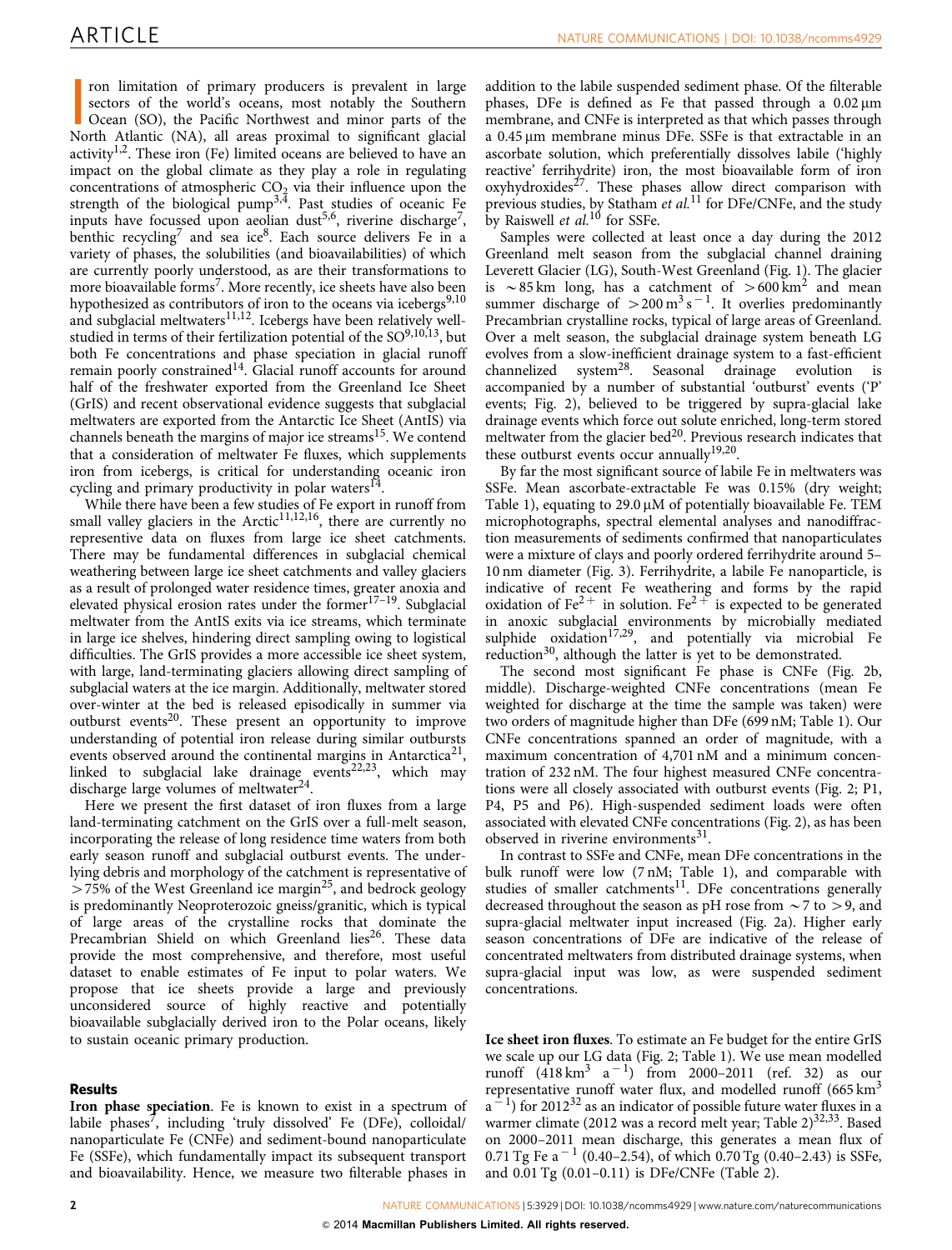Iron limitation of primary producers is prevalent in large sectors of the world's oceans, most notably the Southern Ocean (SO), the Pacific Northwest and minor parts of the North Atlantic (NA), all areas proximal to significant glacial activity[1,2]. These iron (Fe) limited oceans are believed to have an impact on the global climate as they play a role in regulating concentrations of atmospheric $CO_2$ via their influence upon the strength of the biological pump[3,4]. Past studies of oceanic Fe inputs have focussed upon aeolian dust[5,6], riverine discharge[7], benthic recycling[7] and sea ice[8]. Each source delivers Fe in a variety of phases, the solubilities (and bioavailabilities) of which are currently poorly understood, as are their transformations to more bioavailable forms[7]. More recently, ice sheets have also been hypothesized as contributors of iron to the oceans via icebergs[9,10] and subglacial meltwaters[11,12]. Icebergs have been relatively well-studied in terms of their fertilization potential of the SO[9,10,13], but both Fe concentrations and phase speciation in glacial runoff remain poorly constrained[14]. Glacial runoff accounts for around half of the freshwater exported from the Greenland Ice Sheet (GrIS) and recent observational evidence suggests that subglacial meltwaters are exported from the Antarctic Ice Sheet (AntIS) via channels beneath the margins of major ice streams[15]. We contend that a consideration of meltwater Fe fluxes, which supplements iron from icebergs, is critical for understanding oceanic iron cycling and primary productivity in polar waters[14].

While there have been a few studies of Fe export in runoff from small valley glaciers in the Arctic[11,12,16], there are currently no representive data on fluxes from large ice sheet catchments. There may be fundamental differences in subglacial chemical weathering between large ice sheet catchments and valley glaciers as a result of prolonged water residence times, greater anoxia and elevated physical erosion rates under the former[17–19]. Subglacial meltwater from the AntIS exits via ice streams, which terminate in large ice shelves, hindering direct sampling owing to logistical difficulties. The GrIS provides a more accessible ice sheet system, with large, land-terminating glaciers allowing direct sampling of subglacial waters at the ice margin. Additionally, meltwater stored over-winter at the bed is released episodically in summer via outburst events[20]. These present an opportunity to improve understanding of potential iron release during similar outbursts events observed around the continental margins in Antarctica[21], linked to subglacial lake drainage events[22,23], which may discharge large volumes of meltwater[24].

Here we present the first dataset of iron fluxes from a large land-terminating catchment on the GrIS over a full-melt season, incorporating the release of long residence time waters from both early season runoff and subglacial outburst events. The underlying debris and morphology of the catchment is representative of >75% of the West Greenland ice margin[25], and bedrock geology is predominantly Neoproterozoic gneiss/granitic, which is typical of large areas of the crystalline rocks that dominate the Precambrian Shield on which Greenland lies[26]. These data provide the most comprehensive, and therefore, most useful dataset to enable estimates of Fe input to polar waters. We propose that ice sheets provide a large and previously unconsidered source of highly reactive and potentially bioavailable subglacially derived iron to the Polar oceans, likely to sustain oceanic primary production.

## Results

**Iron phase speciation**. Fe is known to exist in a spectrum of labile phases[7], including 'truly dissolved' Fe (DFe), colloidal/nanoparticulate Fe (CNFe) and sediment-bound nanoparticulate Fe (SSFe), which fundamentally impact its subsequent transport and bioavailability. Hence, we measure two filterable phases in addition to the labile suspended sediment phase. Of the filterable phases, DFe is defined as Fe that passed through a 0.02 μm membrane, and CNFe is interpreted as that which passes through a 0.45 μm membrane minus DFe. SSFe is that extractable in an ascorbate solution, which preferentially dissolves labile ('highly reactive' ferrihydrite) iron, the most bioavailable form of iron oxyhydroxides[27]. These phases allow direct comparison with previous studies, by Statham *et al.*[11] for DFe/CNFe, and the study by Raiswell *et al.*[10] for SSFe.

Samples were collected at least once a day during the 2012 Greenland melt season from the subglacial channel draining Leverett Glacier (LG), South-West Greenland (Fig. 1). The glacier is ~85 km long, has a catchment of >600 $km^2$ and mean summer discharge of >200 $m^3 s^{-1}$. It overlies predominantly Precambrian crystalline rocks, typical of large areas of Greenland. Over a melt season, the subglacial drainage system beneath LG evolves from a slow-inefficient drainage system to a fast-efficient channelized system[28]. Seasonal drainage evolution is accompanied by a number of substantial 'outburst' events ('P' events; Fig. 2), believed to be triggered by supra-glacial lake drainage events which force out solute enriched, long-term stored meltwater from the glacier bed[20]. Previous research indicates that these outburst events occur annually[19,20].

By far the most significant source of labile Fe in meltwaters was SSFe. Mean ascorbate-extractable Fe was 0.15% (dry weight; Table 1), equating to 29.0 μM of potentially bioavailable Fe. TEM microphotographs, spectral elemental analyses and nanodiffraction measurements of sediments confirmed that nanoparticulates were a mixture of clays and poorly ordered ferrihydrite around 5–10 nm diameter (Fig. 3). Ferrihydrite, a labile Fe nanoparticle, is indicative of recent Fe weathering and forms by the rapid oxidation of $Fe^{2+}$ in solution. $Fe^{2+}$ is expected to be generated in anoxic subglacial environments by microbially mediated sulphide oxidation[17,29], and potentially via microbial Fe reduction[30], although the latter is yet to be demonstrated.

The second most significant Fe phase is CNFe (Fig. 2b, middle). Discharge-weighted CNFe concentrations (mean Fe weighted for discharge at the time the sample was taken) were two orders of magnitude higher than DFe (699 nM; Table 1). Our CNFe concentrations spanned an order of magnitude, with a maximum concentration of 4,701 nM and a minimum concentration of 232 nM. The four highest measured CNFe concentrations were all closely associated with outburst events (Fig. 2; P1, P4, P5 and P6). High-suspended sediment loads were often associated with elevated CNFe concentrations (Fig. 2), as has been observed in riverine environments[31].

In contrast to SSFe and CNFe, mean DFe concentrations in the bulk runoff were low (7 nM; Table 1), and comparable with studies of smaller catchments[11]. DFe concentrations generally decreased throughout the season as pH rose from ~7 to >9, and supra-glacial meltwater input increased (Fig. 2a). Higher early season concentrations of DFe are indicative of the release of concentrated meltwaters from distributed drainage systems, when supra-glacial input was low, as were suspended sediment concentrations.

**Ice sheet iron fluxes**. To estimate an Fe budget for the entire GrIS we scale up our LG data (Fig. 2; Table 1). We use mean modelled runoff (418 $km^3$ $a^{-1}$) from 2000–2011 (ref. 32) as our representative runoff water flux, and modelled runoff (665 $km^3$ $a^{-1}$) for 2012[32] as an indicator of possible future water fluxes in a warmer climate (2012 was a record melt year; Table 2)[32,33]. Based on 2000–2011 mean discharge, this generates a mean flux of 0.71 Tg Fe $a^{-1}$ (0.40–2.54), of which 0.70 Tg (0.40–2.43) is SSFe, and 0.01 Tg (0.01–0.11) is DFe/CNFe (Table 2).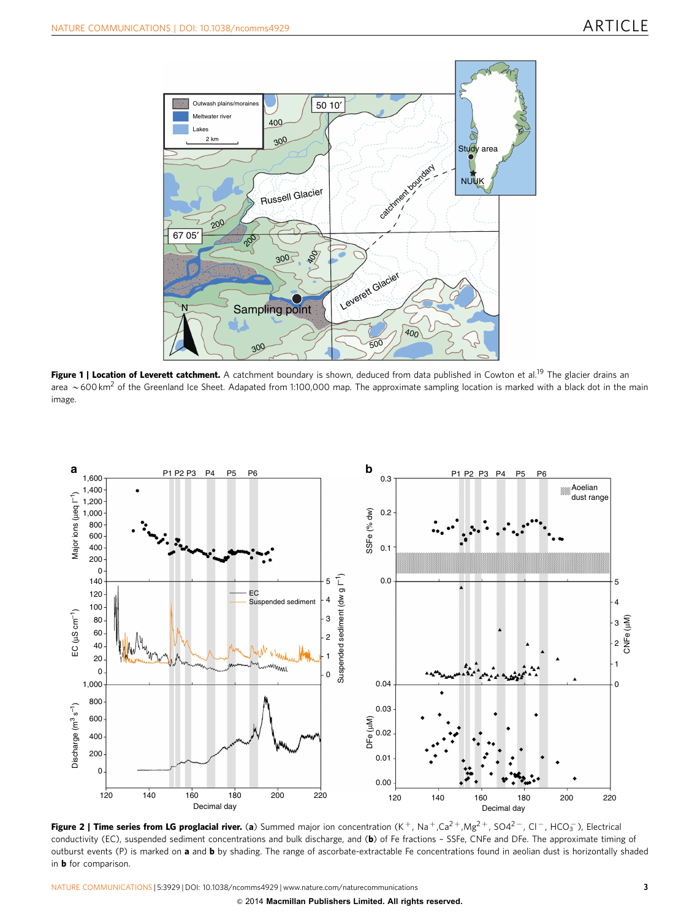**Figure 1 | Location of Leverett catchment.** A catchment boundary is shown, deduced from data published in Cowton et al.[19] The glacier drains an area ~600 $km^2$ of the Greenland Ice Sheet. Adapated from 1:100,000 map. The approximate sampling location is marked with a black dot in the main image.

**Figure 2 | Time series from LG proglacial river.** (**a**) Summed major ion concentration ($K^+$, $Na^+$, $Ca^{2+}$, $Mg^{2+}$, $SO_4^{2-}$, $Cl^-$, $HCO_3^-$), Electrical conductivity (EC), suspended sediment concentrations and bulk discharge, and (**b**) of Fe fractions – SSFe, CNFe and DFe. The approximate timing of outburst events (P) is marked on **a** and **b** by shading. The range of ascorbate-extractable Fe concentrations found in aeolian dust is horizontally shaded in **b** for comparison.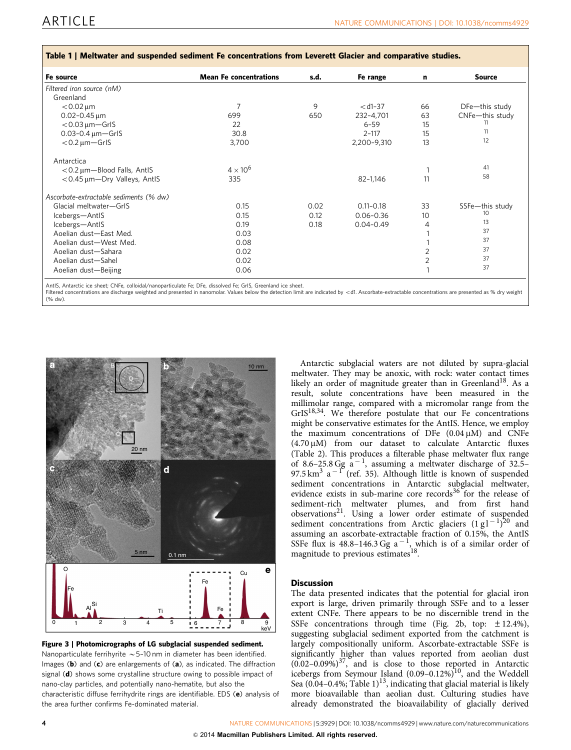**Table 1 | Meltwater and suspended sediment Fe concentrations from Leverett Glacier and comparative studies.**

| Fe source | Mean Fe concentrations | s.d. | Fe range | n | Source |
|---|---|---|---|---|---|
| *Filtered iron source (nM)* | | | | | |
| Greenland | | | | | |
| <0.02 µm | 7 | 9 | <d1–37 | 66 | DFe—this study |
| 0.02–0.45 µm | 699 | 650 | 232–4,701 | 63 | CNFe—this study |
| <0.03 µm—GrIS | 22 | | 6–59 | 15 | 11 |
| 0.03–0.4 µm—GrIS | 30.8 | | 2–117 | 15 | 11 |
| <0.2 µm—GrIS | 3,700 | | 2,200–9,310 | 13 | 12 |
| Antarctica | | | | | |
| <0.2 µm—Blood Falls, AntIS | $4 \times 10^6$ | | | 1 | 41 |
| <0.45 µm—Dry Valleys, AntIS | 335 | | 82–1,146 | 11 | 58 |
| *Ascorbate-extractable sediments (% dw)* | | | | | |
| Glacial meltwater—GrIS | 0.15 | 0.02 | 0.11–0.18 | 33 | SSFe—this study |
| Icebergs—AntIS | 0.15 | 0.12 | 0.06–0.36 | 10 | 10 |
| Icebergs—AntIS | 0.19 | 0.18 | 0.04–0.49 | 4 | 13 |
| Aoelian dust—East Med. | 0.03 | | | 1 | 37 |
| Aoelian dust—West Med. | 0.08 | | | 1 | 37 |
| Aoelian dust—Sahara | 0.02 | | | 2 | 37 |
| Aoelian dust—Sahel | 0.02 | | | 2 | 37 |
| Aoelian dust—Beijing | 0.06 | | | 1 | 37 |

AntIS, Antarctic ice sheet; CNFe, colloidal/nanoparticulate Fe; DFe, dissolved Fe; GrIS, Greenland ice sheet.
Filtered concentrations are discharge weighted and presented in nanomolar. Values below the detection limit are indicated by <d1. Ascorbate-extractable concentrations are presented as % dry weight (% dw).

**Figure 3 | Photomicrographs of LG subglacial suspended sediment.** Nanoparticulate ferrihyrite ~5–10 nm in diameter has been identified. Images (**b**) and (**c**) are enlargements of (**a**), as indicated. The diffraction signal (**d**) shows some crystalline structure owing to possible impact of nano-clay particles, and potentially nano-hematite, but also the characteristic diffuse ferrihydrite rings are identifiable. EDS (**e**) analysis of the area further confirms Fe-dominated material.

Antarctic subglacial waters are not diluted by supra-glacial meltwater. They may be anoxic, with rock: water contact times likely an order of magnitude greater than in Greenland[18]. As a result, solute concentrations have been measured in the millimolar range, compared with a micromolar range from the GrIS[18,34]. We therefore postulate that our Fe concentrations might be conservative estimates for the AntIS. Hence, we employ the maximum concentrations of DFe (0.04 µM) and CNFe (4.70 µM) from our dataset to calculate Antarctic fluxes (Table 2). This produces a filterable phase meltwater flux range of 8.6–25.8 Gg $a^{-1}$, assuming a meltwater discharge of 32.5–97.5 $km^3$ $a^{-1}$ (ref. 35). Although little is known of suspended sediment concentrations in Antarctic subglacial meltwater, evidence exists in sub-marine core records[36] for the release of sediment-rich meltwater plumes, and from first hand observations[21]. Using a lower order estimate of suspended sediment concentrations from Arctic glaciers (1 g $l^{-1}$)[20] and assuming an ascorbate-extractable fraction of 0.15%, the AntIS SSFe flux is 48.8–146.3 Gg $a^{-1}$, which is of a similar order of magnitude to previous estimates[18].

## Discussion

The data presented indicates that the potential for glacial iron export is large, driven primarily through SSFe and to a lesser extent CNFe. There appears to be no discernible trend in the SSFe concentrations through time (Fig. 2b, top: ±12.4%), suggesting subglacial sediment exported from the catchment is largely compositionally uniform. Ascorbate-extractable SSFe is significantly higher than values reported from aeolian dust (0.02–0.09%)[37], and is close to those reported in Antarctic icebergs from Seymour Island (0.09–0.12%)[10], and the Weddell Sea (0.04–0.4%; Table 1)[13], indicating that glacial material is likely more bioavailable than aeolian dust. Culturing studies have already demonstrated the bioavailability of glacially derived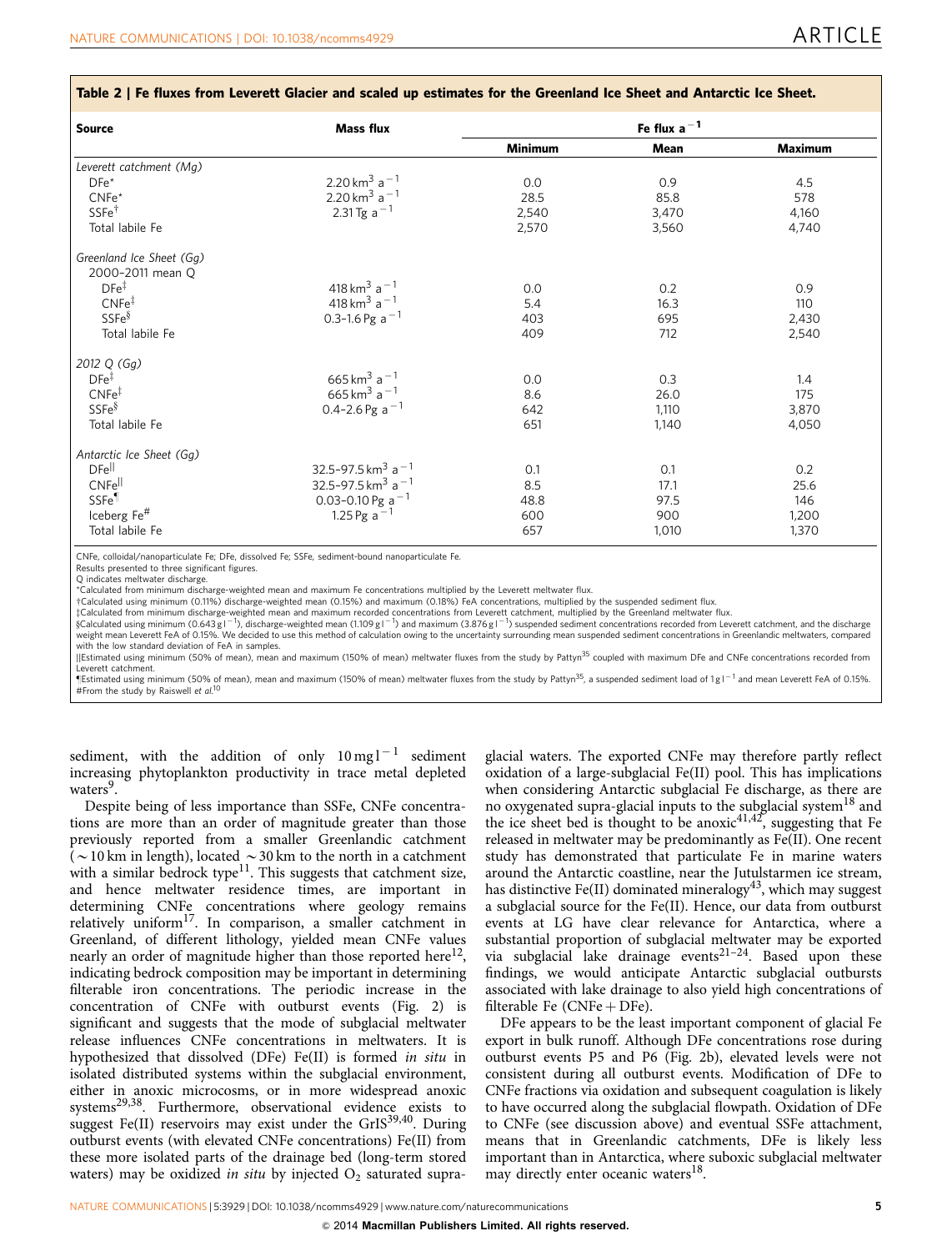**Table 2 | Fe fluxes from Leverett Glacier and scaled up estimates for the Greenland Ice Sheet and Antarctic Ice Sheet.**

| Source | Mass flux | Fe flux $a^{-1}$ | | |
|---|---|---|---|---|
| | | Minimum | Mean | Maximum |
| *Leverett catchment (Mg)* | | | | |
| DFe* | $2.20\ km^3\ a^{-1}$ | 0.0 | 0.9 | 4.5 |
| CNFe* | $2.20\ km^3\ a^{-1}$ | 28.5 | 85.8 | 578 |
| SSFe† | $2.31\ Tg\ a^{-1}$ | 2,540 | 3,470 | 4,160 |
| Total labile Fe | | 2,570 | 3,560 | 4,740 |
| *Greenland Ice Sheet (Gg)* | | | | |
| 2000–2011 mean Q | | | | |
| DFe‡ | $418\ km^3\ a^{-1}$ | 0.0 | 0.2 | 0.9 |
| CNFe‡ | $418\ km^3\ a^{-1}$ | 5.4 | 16.3 | 110 |
| SSFe§ | $0.3–1.6\ Pg\ a^{-1}$ | 403 | 695 | 2,430 |
| Total labile Fe | | 409 | 712 | 2,540 |
| *2012 Q (Gg)* | | | | |
| DFe‡ | $665\ km^3\ a^{-1}$ | 0.0 | 0.3 | 1.4 |
| CNFe‡ | $665\ km^3\ a^{-1}$ | 8.6 | 26.0 | 175 |
| SSFe§ | $0.4–2.6\ Pg\ a^{-1}$ | 642 | 1,110 | 3,870 |
| Total labile Fe | | 651 | 1,140 | 4,050 |
| *Antarctic Ice Sheet (Gg)* | | | | |
| DFe‖ | $32.5–97.5\ km^3\ a^{-1}$ | 0.1 | 0.1 | 0.2 |
| CNFe‖ | $32.5–97.5\ km^3\ a^{-1}$ | 8.5 | 17.1 | 25.6 |
| SSFe¶ | $0.03–0.10\ Pg\ a^{-1}$ | 48.8 | 97.5 | 146 |
| Iceberg Fe# | $1.25\ Pg\ a^{-1}$ | 600 | 900 | 1,200 |
| Total labile Fe | | 657 | 1,010 | 1,370 |

CNFe, colloidal/nanoparticulate Fe; DFe, dissolved Fe; SSFe, sediment-bound nanoparticulate Fe.
Results presented to three significant figures.
Q indicates meltwater discharge.
*Calculated from minimum discharge-weighted mean and maximum Fe concentrations multiplied by the Leverett meltwater flux.
†Calculated using minimum (0.11%) discharge-weighted mean (0.15%) and maximum (0.18%) FeA concentrations, multiplied by the suspended sediment flux.
‡Calculated from minimum discharge-weighted mean and maximum recorded concentrations from Leverett catchment, multiplied by the Greenland meltwater flux.
§Calculated using minimum ($0.643\ g\ l^{-1}$), discharge-weighted mean ($1.109\ g\ l^{-1}$) and maximum ($3.876\ g\ l^{-1}$) suspended sediment concentrations recorded from Leverett catchment, and the discharge weight mean Leverett FeA of 0.15%. We decided to use this method of calculation owing to the uncertainty surrounding mean suspended sediment concentrations in Greenlandic meltwaters, compared with the low standard deviation of FeA in samples.
‖Estimated using minimum (50% of mean), mean and maximum (150% of mean) meltwater fluxes from the study by Pattyn[35] coupled with maximum DFe and CNFe concentrations recorded from Leverett catchment.
¶Estimated using minimum (50% of mean), mean and maximum (150% of mean) meltwater fluxes from the study by Pattyn[35], a suspended sediment load of $1\ g\ l^{-1}$ and mean Leverett FeA of 0.15%.
#From the study by Raiswell *et al.*[10]

sediment, with the addition of only $10\ mg\ l^{-1}$ sediment increasing phytoplankton productivity in trace metal depleted waters[9].

Despite being of less importance than SSFe, CNFe concentrations are more than an order of magnitude greater than those previously reported from a smaller Greenlandic catchment (~10 km in length), located ~30 km to the north in a catchment with a similar bedrock type[11]. This suggests that catchment size, and hence meltwater residence times, are important in determining CNFe concentrations where geology remains relatively uniform[17]. In comparison, a smaller catchment in Greenland, of different lithology, yielded mean CNFe values nearly an order of magnitude higher than those reported here[12], indicating bedrock composition may be important in determining filterable iron concentrations. The periodic increase in the concentration of CNFe with outburst events (Fig. 2) is significant and suggests that the mode of subglacial meltwater release influences CNFe concentrations in meltwaters. It is hypothesized that dissolved (DFe) Fe(II) is formed *in situ* in isolated distributed systems within the subglacial environment, either in anoxic microcosms, or in more widespread anoxic systems[29,38]. Furthermore, observational evidence exists to suggest Fe(II) reservoirs may exist under the GrIS[39,40]. During outburst events (with elevated CNFe concentrations) Fe(II) from these more isolated parts of the drainage bed (long-term stored waters) may be oxidized *in situ* by injected $O_2$ saturated supra-glacial waters. The exported CNFe may therefore partly reflect oxidation of a large-subglacial Fe(II) pool. This has implications when considering Antarctic subglacial Fe discharge, as there are no oxygenated supra-glacial inputs to the subglacial system[18] and the ice sheet bed is thought to be anoxic[41,42], suggesting that Fe released in meltwater may be predominantly as Fe(II). One recent study has demonstrated that particulate Fe in marine waters around the Antarctic coastline, near the Jutulstarmen ice stream, has distinctive Fe(II) dominated mineralogy[43], which may suggest a subglacial source for the Fe(II). Hence, our data from outburst events at LG have clear relevance for Antarctica, where a substantial proportion of subglacial meltwater may be exported via subglacial lake drainage events[21–24]. Based upon these findings, we would anticipate Antarctic subglacial outbursts associated with lake drainage to also yield high concentrations of filterable Fe (CNFe + DFe).

DFe appears to be the least important component of glacial Fe export in bulk runoff. Although DFe concentrations rose during outburst events P5 and P6 (Fig. 2b), elevated levels were not consistent during all outburst events. Modification of DFe to CNFe fractions via oxidation and subsequent coagulation is likely to have occurred along the subglacial flowpath. Oxidation of DFe to CNFe (see discussion above) and eventual SSFe attachment, means that in Greenlandic catchments, DFe is likely less important than in Antarctica, where suboxic subglacial meltwater may directly enter oceanic waters[18].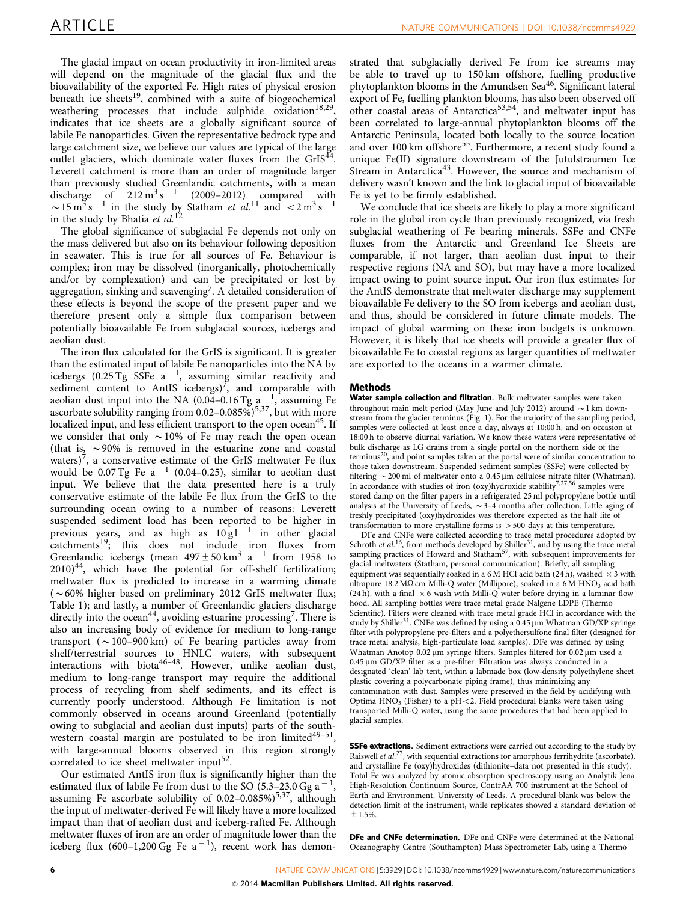The glacial impact on ocean productivity in iron-limited areas will depend on the magnitude of the glacial flux and the bioavailability of the exported Fe. High rates of physical erosion beneath ice sheets[19], combined with a suite of biogeochemical weathering processes that include sulphide oxidation[18,29], indicates that ice sheets are a globally significant source of labile Fe nanoparticles. Given the representative bedrock type and large catchment size, we believe our values are typical of the large outlet glaciers, which dominate water fluxes from the GrIS[44]. Leverett catchment is more than an order of magnitude larger than previously studied Greenlandic catchments, with a mean discharge of $212\,m^3\,s^{-1}$ (2009–2012) compared with $\sim 15\,m^3\,s^{-1}$ in the study by Statham *et al.*[11] and $< 2\,m^3\,s^{-1}$ in the study by Bhatia *et al.*[12]

The global significance of subglacial Fe depends not only on the mass delivered but also on its behaviour following deposition in seawater. This is true for all sources of Fe. Behaviour is complex; iron may be dissolved (inorganically, photochemically and/or by complexation) and can be precipitated or lost by aggregation, sinking and scavenging[7]. A detailed consideration of these effects is beyond the scope of the present paper and we therefore present only a simple flux comparison between potentially bioavailable Fe from subglacial sources, icebergs and aeolian dust.

The iron flux calculated for the GrIS is significant. It is greater than the estimated input of labile Fe nanoparticles into the NA by icebergs (0.25 Tg SSFe $a^{-1}$, assuming similar reactivity and sediment content to AntIS icebergs)[7], and comparable with aeolian dust input into the NA (0.04–0.16 Tg $a^{-1}$, assuming Fe ascorbate solubility ranging from 0.02–0.085%)[5,37], but with more localized input, and less efficient transport to the open ocean[45]. If we consider that only $\sim$10% of Fe may reach the open ocean (that is, $\sim$90% is removed in the estuarine zone and coastal waters)[7], a conservative estimate of the GrIS meltwater Fe flux would be 0.07 Tg Fe $a^{-1}$ (0.04–0.25), similar to aeolian dust input. We believe that the data presented here is a truly conservative estimate of the labile Fe flux from the GrIS to the surrounding ocean owing to a number of reasons: Leverett suspended sediment load has been reported to be higher in previous years, and as high as $10\,g\,l^{-1}$ in other glacial catchments[19]; this does not include iron fluxes from Greenlandic icebergs (mean $497 \pm 50\,km^3\,a^{-1}$ from 1958 to 2010)[44], which have the potential for off-shelf fertilization; meltwater flux is predicted to increase in a warming climate ($\sim$60% higher based on preliminary 2012 GrIS meltwater flux; Table 1); and lastly, a number of Greenlandic glaciers discharge directly into the ocean[44], avoiding estuarine processing[7]. There is also an increasing body of evidence for medium to long-range transport ($\sim$100–900 km) of Fe bearing particles away from shelf/terrestrial sources to HNLC waters, with subsequent interactions with biota[46–48]. However, unlike aeolian dust, medium to long-range transport may require the additional process of recycling from shelf sediments, and its effect is currently poorly understood. Although Fe limitation is not commonly observed in oceans around Greenland (potentially owing to subglacial and aeolian dust inputs) parts of the southwestern coastal margin are postulated to be iron limited[49–51], with large-annual blooms observed in this region strongly correlated to ice sheet meltwater input[52].

Our estimated AntIS iron flux is significantly higher than the estimated flux of labile Fe from dust to the SO (5.3–23.0 Gg $a^{-1}$, assuming Fe ascorbate solubility of 0.02–0.085%)[5,37], although the input of meltwater-derived Fe will likely have a more localized impact than that of aeolian dust and iceberg-rafted Fe. Although meltwater fluxes of iron are an order of magnitude lower than the iceberg flux (600–1,200 Gg Fe $a^{-1}$), recent work has demonstrated that subglacially derived Fe from ice streams may be able to travel up to 150 km offshore, fuelling productive phytoplankton blooms in the Amundsen Sea[46]. Significant lateral export of Fe, fuelling plankton blooms, has also been observed off other coastal areas of Antarctica[53,54], and meltwater input has been correlated to large-annual phytoplankton blooms off the Antarctic Peninsula, located both locally to the source location and over 100 km offshore[55]. Furthermore, a recent study found a unique Fe(II) signature downstream of the Jutulstraumen Ice Stream in Antarctica[43]. However, the source and mechanism of delivery wasn't known and the link to glacial input of bioavailable Fe is yet to be firmly established.

We conclude that ice sheets are likely to play a more significant role in the global iron cycle than previously recognized, via fresh subglacial weathering of Fe bearing minerals. SSFe and CNFe fluxes from the Antarctic and Greenland Ice Sheets are comparable, if not larger, than aeolian dust input to their respective regions (NA and SO), but may have a more localized impact owing to point source input. Our iron flux estimates for the AntIS demonstrate that meltwater discharge may supplement bioavailable Fe delivery to the SO from icebergs and aeolian dust, and thus, should be considered in future climate models. The impact of global warming on these iron budgets is unknown. However, it is likely that ice sheets will provide a greater flux of bioavailable Fe to coastal regions as larger quantities of meltwater are exported to the oceans in a warmer climate.

## Methods

**Water sample collection and filtration.** Bulk meltwater samples were taken throughout main melt period (May June and July 2012) around $\sim$1 km downstream from the glacier terminus (Fig. 1). For the majority of the sampling period, samples were collected at least once a day, always at 10:00 h, and on occasion at 18:00 h to observe diurnal variation. We know these waters were representative of bulk discharge as LG drains from a single portal on the northern side of the terminus[20], and point samples taken at the portal were of similar concentration to those taken downstream. Suspended sediment samples (SSFe) were collected by filtering $\sim$200 ml of meltwater onto a 0.45 μm cellulose nitrate filter (Whatman). In accordance with studies of iron (oxy)hydroxide stability[7,27,56] samples were stored damp on the filter papers in a refrigerated 25 ml polypropylene bottle until analysis at the University of Leeds, $\sim$3–4 months after collection. Little aging of freshly precipitated (oxy)hydroxides was therefore expected as the half life of transformation to more crystalline forms is $>$500 days at this temperature.

DFe and CNFe were collected according to trace metal procedures adopted by Schroth *et al.*[16], from methods developed by Shiller[31], and by using the trace metal sampling practices of Howard and Statham[57], with subsequent improvements for glacial meltwaters (Statham, personal communication). Briefly, all sampling equipment was sequentially soaked in a 6 M HCl acid bath (24 h), washed $\times$3 with ultrapure 18.2 MΩ cm Milli-Q water (Millipore), soaked in a 6 M $HNO_3$ acid bath (24 h), with a final $\times$6 wash with Milli-Q water before drying in a laminar flow hood. All sampling bottles were trace metal grade Nalgene LDPE (Thermo Scientific). Filters were cleaned with trace metal grade HCl in accordance with the study by Shiller[31]. CNFe was defined by using a 0.45 μm Whatman GD/XP syringe filter with polypropylene pre-filters and a polyethersulfone final filter (designed for trace metal analysis, high-particulate load samples). DFe was defined by using Whatman Anotop 0.02 μm syringe filters. Samples filtered for 0.02 μm used a 0.45 μm GD/XP filter as a pre-filter. Filtration was always conducted in a designated 'clean' lab tent, within a labmade box (low-density polyethylene sheet plastic covering a polycarbonate piping frame), thus minimizing any contamination with dust. Samples were preserved in the field by acidifying with Optima $HNO_3$ (Fisher) to a pH $<$2. Field procedural blanks were taken using transported Milli-Q water, using the same procedures that had been applied to glacial samples.

**SSFe extractions.** Sediment extractions were carried out according to the study by Raiswell *et al.*[27], with sequential extractions for amorphous ferrihydrite (ascorbate), and crystalline Fe (oxy)hydroxides (dithionite–data not presented in this study). Total Fe was analyzed by atomic absorption spectroscopy using an Analytik Jena High-Resolution Continuum Source, ContrAA 700 instrument at the School of Earth and Environment, University of Leeds. A procedural blank was below the detection limit of the instrument, while replicates showed a standard deviation of $\pm$1.5%.

**DFe and CNFe determination.** DFe and CNFe were determined at the National Oceanography Centre (Southampton) Mass Spectrometer Lab, using a Thermo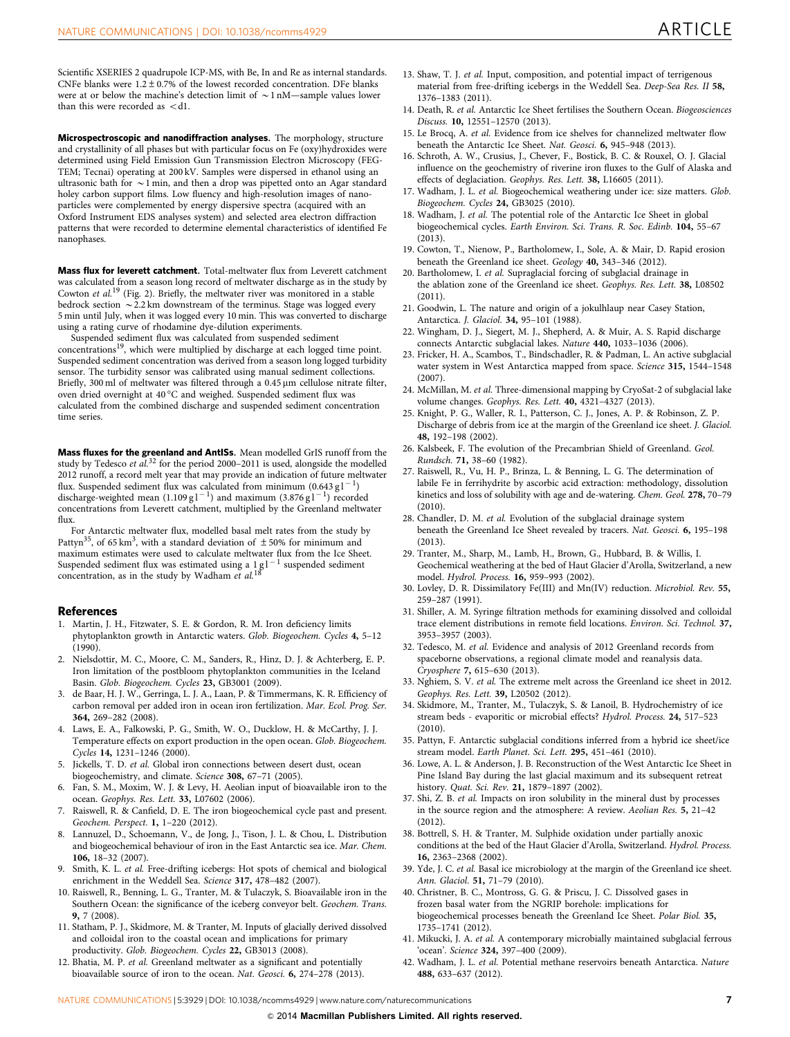Scientific XSERIES 2 quadrupole ICP-MS, with Be, In and Re as internal standards. CNFe blanks were $1.2 \pm 0.7\%$ of the lowest recorded concentration. DFe blanks were at or below the machine's detection limit of $\sim$1 nM—sample values lower than this were recorded as <dl.

**Microspectroscopic and nanodiffraction analyses.** The morphology, structure and crystallinity of all phases but with particular focus on Fe (oxy)hydroxides were determined using Field Emission Gun Transmission Electron Microscopy (FEG-TEM; Tecnai) operating at 200 kV. Samples were dispersed in ethanol using an ultrasonic bath for $\sim$1 min, and then a drop was pipetted onto an Agar standard holey carbon support films. Low fluency and high-resolution images of nanoparticles were complemented by energy dispersive spectra (acquired with an Oxford Instrument EDS analyses system) and selected area electron diffraction patterns that were recorded to determine elemental characteristics of identified Fe nanophases.

**Mass flux for leverett catchment.** Total-meltwater flux from Leverett catchment was calculated from a season long record of meltwater discharge as in the study by Cowton *et al.*[19] (Fig. 2). Briefly, the meltwater river was monitored in a stable bedrock section $\sim$2.2 km downstream of the terminus. Stage was logged every 5 min until July, when it was logged every 10 min. This was converted to discharge using a rating curve of rhodamine dye-dilution experiments.

Suspended sediment flux was calculated from suspended sediment concentrations[19], which were multiplied by discharge at each logged time point. Suspended sediment concentration was derived from a season long logged turbidity sensor. The turbidity sensor was calibrated using manual sediment collections. Briefly, 300 ml of meltwater was filtered through a 0.45 µm cellulose nitrate filter, oven dried overnight at 40 °C and weighed. Suspended sediment flux was calculated from the combined discharge and suspended sediment concentration time series.

**Mass fluxes for the greenland and AntISs.** Mean modelled GrIS runoff from the study by Tedesco *et al.*[32] for the period 2000–2011 is used, alongside the modelled 2012 runoff, a record melt year that may provide an indication of future meltwater flux. Suspended sediment flux was calculated from minimum ($0.643\,g\,l^{-1}$) discharge-weighted mean ($1.109\,g\,l^{-1}$) and maximum ($3.876\,g\,l^{-1}$) recorded concentrations from Leverett catchment, multiplied by the Greenland meltwater flux.

For Antarctic meltwater flux, modelled basal melt rates from the study by Pattyn[35], of $65\,km^3$, with a standard deviation of $\pm 50\%$ for minimum and maximum estimates were used to calculate meltwater flux from the Ice Sheet. Suspended sediment flux was estimated using a $1\,g\,l^{-1}$ suspended sediment concentration, as in the study by Wadham *et al.*[18]

## References

1. Martin, J. H., Fitzwater, S. E. & Gordon, R. M. Iron deficiency limits phytoplankton growth in Antarctic waters. *Glob. Biogeochem. Cycles* **4,** 5–12 (1990).
2. Nielsdottir, M. C., Moore, C. M., Sanders, R., Hinz, D. J. & Achterberg, E. P. Iron limitation of the postbloom phytoplankton communities in the Iceland Basin. *Glob. Biogeochem. Cycles* **23,** GB3001 (2009).
3. de Baar, H. J. W., Gerringa, L. J. A., Laan, P. & Timmermans, K. R. Efficiency of carbon removal per added iron in ocean iron fertilization. *Mar. Ecol. Prog. Ser.* **364,** 269–282 (2008).
4. Laws, E. A., Falkowski, P. G., Smith, W. O., Ducklow, H. & McCarthy, J. J. Temperature effects on export production in the open ocean. *Glob. Biogeochem. Cycles* **14,** 1231–1246 (2000).
5. Jickells, T. D. *et al.* Global iron connections between desert dust, ocean biogeochemistry, and climate. *Science* **308,** 67–71 (2005).
6. Fan, S. M., Moxim, W. J. & Levy, H. Aeolian input of bioavailable iron to the ocean. *Geophys. Res. Lett.* **33,** L07602 (2006).
7. Raiswell, R. & Canfield, D. E. The iron biogeochemical cycle past and present. *Geochem. Perspect.* **1,** 1–220 (2012).
8. Lannuzel, D., Schoemann, V., de Jong, J., Tison, J. L. & Chou, L. Distribution and biogeochemical behaviour of iron in the East Antarctic sea ice. *Mar. Chem.* **106,** 18–32 (2007).
9. Smith, K. L. *et al.* Free-drifting icebergs: Hot spots of chemical and biological enrichment in the Weddell Sea. *Science* **317,** 478–482 (2007).
10. Raiswell, R., Benning, L. G., Tranter, M. & Tulaczyk, S. Bioavailable iron in the Southern Ocean: the significance of the iceberg conveyor belt. *Geochem. Trans.* **9,** 7 (2008).
11. Statham, P. J., Skidmore, M. & Tranter, M. Inputs of glacially derived dissolved and colloidal iron to the coastal ocean and implications for primary productivity. *Glob. Biogeochem. Cycles* **22,** GB3013 (2008).
12. Bhatia, M. P. *et al.* Greenland meltwater as a significant and potentially bioavailable source of iron to the ocean. *Nat. Geosci.* **6,** 274–278 (2013).
13. Shaw, T. J. *et al.* Input, composition, and potential impact of terrigenous material from free-drifting icebergs in the Weddell Sea. *Deep-Sea Res. II* **58,** 1376–1383 (2011).
14. Death, R. *et al.* Antarctic Ice Sheet fertilises the Southern Ocean. *Biogeosciences Discuss.* **10,** 12551–12570 (2013).
15. Le Brocq, A. *et al.* Evidence from ice shelves for channelized meltwater flow beneath the Antarctic Ice Sheet. *Nat. Geosci.* **6,** 945–948 (2013).
16. Schroth, A. W., Crusius, J., Chever, F., Bostick, B. C. & Rouxel, O. J. Glacial influence on the geochemistry of riverine iron fluxes to the Gulf of Alaska and effects of deglaciation. *Geophys. Res. Lett.* **38,** L16605 (2011).
17. Wadham, J. L. *et al.* Biogeochemical weathering under ice: size matters. *Glob. Biogeochem. Cycles* **24,** GB3025 (2010).
18. Wadham, J. *et al.* The potential role of the Antarctic Ice Sheet in global biogeochemical cycles. *Earth Environ. Sci. Trans. R. Soc. Edinb.* **104,** 55–67 (2013).
19. Cowton, T., Nienow, P., Bartholomew, I., Sole, A. & Mair, D. Rapid erosion beneath the Greenland ice sheet. *Geology* **40,** 343–346 (2012).
20. Bartholomew, I. *et al.* Supraglacial forcing of subglacial drainage in the ablation zone of the Greenland ice sheet. *Geophys. Res. Lett.* **38,** L08502 (2011).
21. Goodwin, L. The nature and origin of a jokulhlaup near Casey Station, Antarctica. *J. Glaciol.* **34,** 95–101 (1988).
22. Wingham, D. J., Siegert, M. J., Shepherd, A. & Muir, A. S. Rapid discharge connects Antarctic subglacial lakes. *Nature* **440,** 1033–1036 (2006).
23. Fricker, H. A., Scambos, T., Bindschadler, R. & Padman, L. An active subglacial water system in West Antarctica mapped from space. *Science* **315,** 1544–1548 (2007).
24. McMillan, M. *et al.* Three-dimensional mapping by CryoSat-2 of subglacial lake volume changes. *Geophys. Res. Lett.* **40,** 4321–4327 (2013).
25. Knight, P. G., Waller, R. I., Patterson, C. J., Jones, A. P. & Robinson, Z. P. Discharge of debris from ice at the margin of the Greenland ice sheet. *J. Glaciol.* **48,** 192–198 (2002).
26. Kalsbeek, F. The evolution of the Precambrian Shield of Greenland. *Geol. Rundsch.* **71,** 38–60 (1982).
27. Raiswell, R., Vu, H. P., Brinza, L. & Benning, L. G. The determination of labile Fe in ferrihydrite by ascorbic acid extraction: methodology, dissolution kinetics and loss of solubility with age and de-watering. *Chem. Geol.* **278,** 70–79 (2010).
28. Chandler, D. M. *et al.* Evolution of the subglacial drainage system beneath the Greenland Ice Sheet revealed by tracers. *Nat. Geosci.* **6,** 195–198 (2013).
29. Tranter, M., Sharp, M., Lamb, H., Brown, G., Hubbard, B. & Willis, I. Geochemical weathering at the bed of Haut Glacier d'Arolla, Switzerland, a new model. *Hydrol. Process.* **16,** 959–993 (2002).
30. Lovley, D. R. Dissimilatory Fe(III) and Mn(IV) reduction. *Microbiol. Rev.* **55,** 259–287 (1991).
31. Shiller, A. M. Syringe filtration methods for examining dissolved and colloidal trace element distributions in remote field locations. *Environ. Sci. Technol.* **37,** 3953–3957 (2003).
32. Tedesco, M. *et al.* Evidence and analysis of 2012 Greenland records from spaceborne observations, a regional climate model and reanalysis data. *Cryosphere* **7,** 615–630 (2013).
33. Nghiem, S. V. *et al.* The extreme melt across the Greenland ice sheet in 2012. *Geophys. Res. Lett.* **39,** L20502 (2012).
34. Skidmore, M., Tranter, M., Tulaczyk, S. & Lanoil, B. Hydrochemistry of ice stream beds - evaporitic or microbial effects? *Hydrol. Process.* **24,** 517–523 (2010).
35. Pattyn, F. Antarctic subglacial conditions inferred from a hybrid ice sheet/ice stream model. *Earth Planet. Sci. Lett.* **295,** 451–461 (2010).
36. Lowe, A. L. & Anderson, J. B. Reconstruction of the West Antarctic Ice Sheet in Pine Island Bay during the last glacial maximum and its subsequent retreat history. *Quat. Sci. Rev.* **21,** 1879–1897 (2002).
37. Shi, Z. B. *et al.* Impacts on iron solubility in the mineral dust by processes in the source region and the atmosphere: A review. *Aeolian Res.* **5,** 21–42 (2012).
38. Bottrell, S. H. & Tranter, M. Sulphide oxidation under partially anoxic conditions at the bed of the Haut Glacier d'Arolla, Switzerland. *Hydrol. Process.* **16,** 2363–2368 (2002).
39. Yde, J. C. *et al.* Basal ice microbiology at the margin of the Greenland ice sheet. *Ann. Glaciol.* **51,** 71–79 (2010).
40. Christner, B. C., Montross, G. G. & Priscu, J. C. Dissolved gases in frozen basal water from the NGRIP borehole: implications for biogeochemical processes beneath the Greenland Ice Sheet. *Polar Biol.* **35,** 1735–1741 (2012).
41. Mikucki, J. A. *et al.* A contemporary microbially maintained subglacial ferrous 'ocean'. *Science* **324,** 397–400 (2009).
42. Wadham, J. L. *et al.* Potential methane reservoirs beneath Antarctica. *Nature* **488,** 633–637 (2012).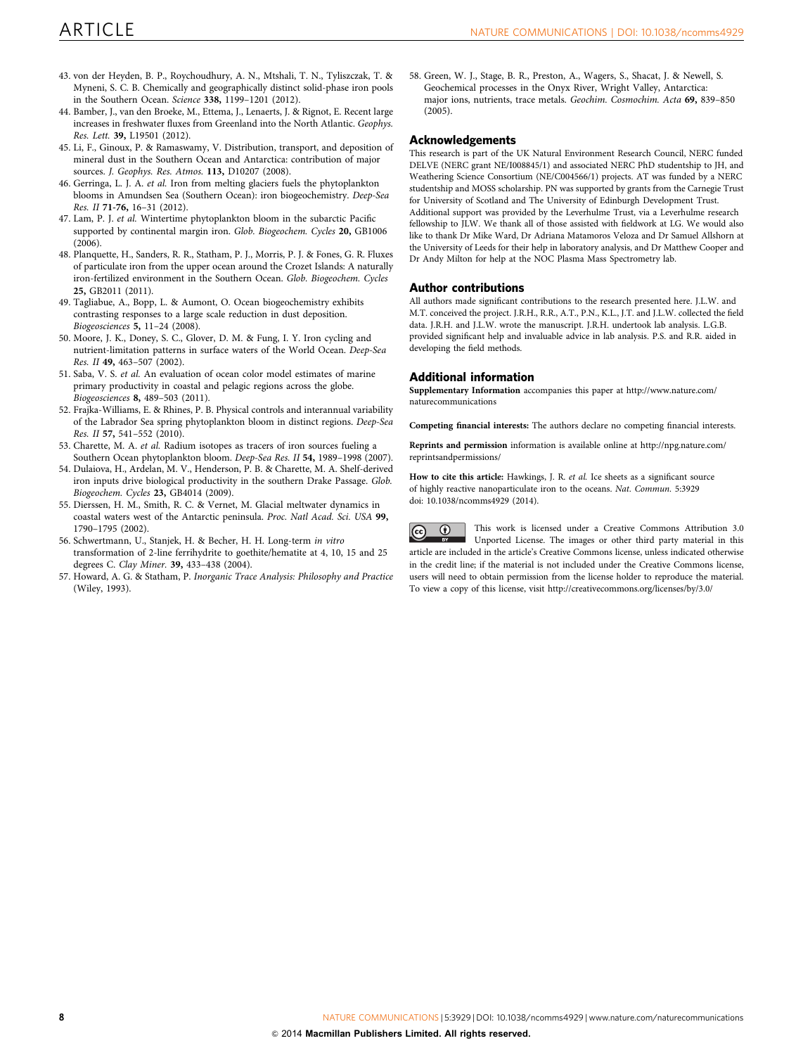43. von der Heyden, B. P., Roychoudhury, A. N., Mtshali, T. N., Tyliszczak, T. & Myneni, S. C. B. Chemically and geographically distinct solid-phase iron pools in the Southern Ocean. *Science* **338,** 1199–1201 (2012).
44. Bamber, J., van den Broeke, M., Ettema, J., Lenaerts, J. & Rignot, E. Recent large increases in freshwater fluxes from Greenland into the North Atlantic. *Geophys. Res. Lett.* **39,** L19501 (2012).
45. Li, F., Ginoux, P. & Ramaswamy, V. Distribution, transport, and deposition of mineral dust in the Southern Ocean and Antarctica: contribution of major sources. *J. Geophys. Res. Atmos.* **113,** D10207 (2008).
46. Gerringa, L. J. A. *et al.* Iron from melting glaciers fuels the phytoplankton blooms in Amundsen Sea (Southern Ocean): iron biogeochemistry. *Deep-Sea Res. II* **71-76,** 16–31 (2012).
47. Lam, P. J. *et al.* Wintertime phytoplankton bloom in the subarctic Pacific supported by continental margin iron. *Glob. Biogeochem. Cycles* **20,** GB1006 (2006).
48. Planquette, H., Sanders, R. R., Statham, P. J., Morris, P. J. & Fones, G. R. Fluxes of particulate iron from the upper ocean around the Crozet Islands: A naturally iron-fertilized environment in the Southern Ocean. *Glob. Biogeochem. Cycles* **25,** GB2011 (2011).
49. Tagliabue, A., Bopp, L. & Aumont, O. Ocean biogeochemistry exhibits contrasting responses to a large scale reduction in dust deposition. *Biogeosciences* **5,** 11–24 (2008).
50. Moore, J. K., Doney, S. C., Glover, D. M. & Fung, I. Y. Iron cycling and nutrient-limitation patterns in surface waters of the World Ocean. *Deep-Sea Res. II* **49,** 463–507 (2002).
51. Saba, V. S. *et al.* An evaluation of ocean color model estimates of marine primary productivity in coastal and pelagic regions across the globe. *Biogeosciences* **8,** 489–503 (2011).
52. Frajka-Williams, E. & Rhines, P. B. Physical controls and interannual variability of the Labrador Sea spring phytoplankton bloom in distinct regions. *Deep-Sea Res. II* **57,** 541–552 (2010).
53. Charette, M. A. *et al.* Radium isotopes as tracers of iron sources fueling a Southern Ocean phytoplankton bloom. *Deep-Sea Res. II* **54,** 1989–1998 (2007).
54. Dulaiova, H., Ardelan, M. V., Henderson, P. B. & Charette, M. A. Shelf-derived iron inputs drive biological productivity in the southern Drake Passage. *Glob. Biogeochem. Cycles* **23,** GB4014 (2009).
55. Dierssen, H. M., Smith, R. C. & Vernet, M. Glacial meltwater dynamics in coastal waters west of the Antarctic peninsula. *Proc. Natl Acad. Sci. USA* **99,** 1790–1795 (2002).
56. Schwertmann, U., Stanjek, H. & Becher, H. H. Long-term *in vitro* transformation of 2-line ferrihydrite to goethite/hematite at 4, 10, 15 and 25 degrees C. *Clay Miner.* **39,** 433–438 (2004).
57. Howard, A. G. & Statham, P. *Inorganic Trace Analysis: Philosophy and Practice* (Wiley, 1993).
58. Green, W. J., Stage, B. R., Preston, A., Wagers, S., Shacat, J. & Newell, S. Geochemical processes in the Onyx River, Wright Valley, Antarctica: major ions, nutrients, trace metals. *Geochim. Cosmochim. Acta* **69,** 839–850 (2005).

## Acknowledgements

This research is part of the UK Natural Environment Research Council, NERC funded DELVE (NERC grant NE/I008845/1) and associated NERC PhD studentship to JH, and Weathering Science Consortium (NE/C004566/1) projects. AT was funded by a NERC studentship and MOSS scholarship. PN was supported by grants from the Carnegie Trust for University of Scotland and The University of Edinburgh Development Trust. Additional support was provided by the Leverhulme Trust, via a Leverhulme research fellowship to JLW. We thank all of those assisted with fieldwork at LG. We would also like to thank Dr Mike Ward, Dr Adriana Matamoros Veloza and Dr Samuel Allshorn at the University of Leeds for their help in laboratory analysis, and Dr Matthew Cooper and Dr Andy Milton for help at the NOC Plasma Mass Spectrometry lab.

## Author contributions

All authors made significant contributions to the research presented here. J.L.W. and M.T. conceived the project. J.R.H., R.R., A.T., P.N., K.L., J.T. and J.L.W. collected the field data. J.R.H. and J.L.W. wrote the manuscript. J.R.H. undertook lab analysis. L.G.B. provided significant help and invaluable advice in lab analysis. P.S. and R.R. aided in developing the field methods.

## Additional information

**Supplementary Information** accompanies this paper at http://www.nature.com/naturecommunications

**Competing financial interests:** The authors declare no competing financial interests.

**Reprints and permission** information is available online at http://npg.nature.com/reprintsandpermissions/

**How to cite this article:** Hawkings, J. R. *et al.* Ice sheets as a significant source of highly reactive nanoparticulate iron to the oceans. *Nat. Commun.* 5:3929 doi: 10.1038/ncomms4929 (2014).

This work is licensed under a Creative Commons Attribution 3.0 Unported License. The images or other third party material in this article are included in the article's Creative Commons license, unless indicated otherwise in the credit line; if the material is not included under the Creative Commons license, users will need to obtain permission from the license holder to reproduce the material. To view a copy of this license, visit http://creativecommons.org/licenses/by/3.0/